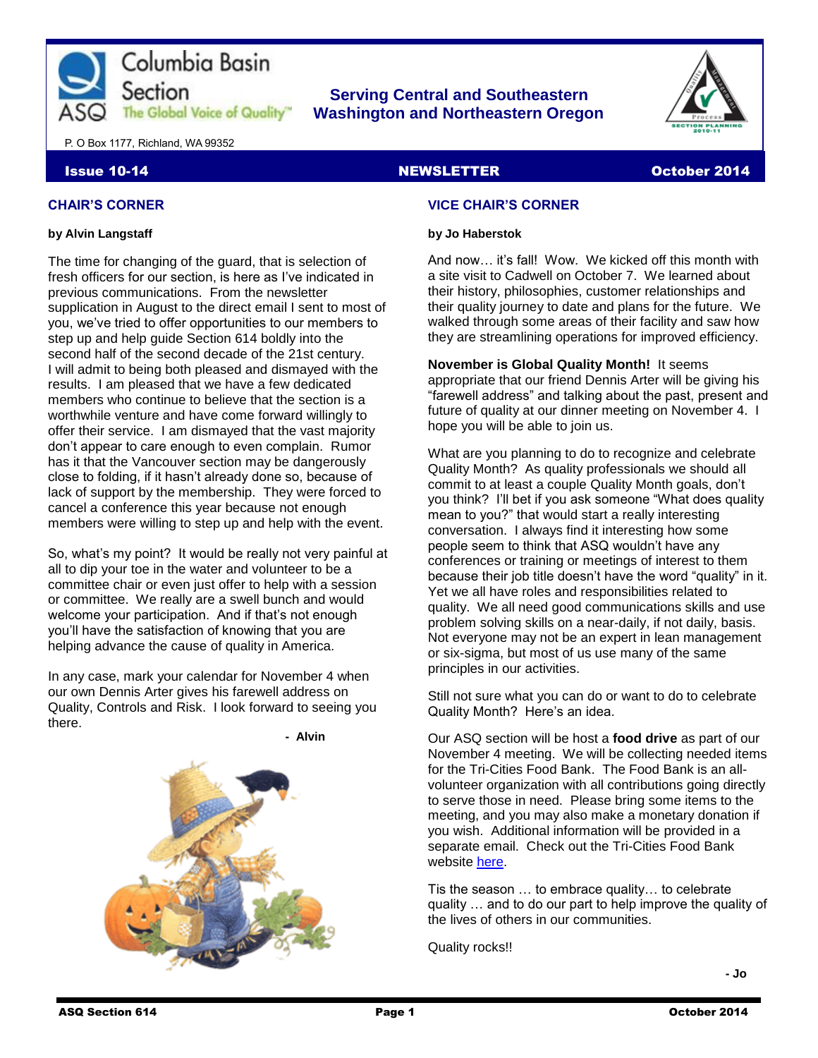Columbia Basin Section
ASQ The Global Voice of Quality™

P. O Box 1177, Richland, WA 99352

**Serving Central and Southeastern Washington and Northeastern Oregon**

**Issue 10-14** | **NEWSLETTER** | **October 2014**

## CHAIR'S CORNER

**by Alvin Langstaff**

The time for changing of the guard, that is selection of fresh officers for our section, is here as I've indicated in previous communications. From the newsletter supplication in August to the direct email I sent to most of you, we've tried to offer opportunities to our members to step up and help guide Section 614 boldly into the second half of the second decade of the 21st century. I will admit to being both pleased and dismayed with the results. I am pleased that we have a few dedicated members who continue to believe that the section is a worthwhile venture and have come forward willingly to offer their service. I am dismayed that the vast majority don't appear to care enough to even complain. Rumor has it that the Vancouver section may be dangerously close to folding, if it hasn't already done so, because of lack of support by the membership. They were forced to cancel a conference this year because not enough members were willing to step up and help with the event.

So, what's my point? It would be really not very painful at all to dip your toe in the water and volunteer to be a committee chair or even just offer to help with a session or committee. We really are a swell bunch and would welcome your participation. And if that's not enough you'll have the satisfaction of knowing that you are helping advance the cause of quality in America.

In any case, mark your calendar for November 4 when our own Dennis Arter gives his farewell address on Quality, Controls and Risk. I look forward to seeing you there.

**- Alvin**

## VICE CHAIR'S CORNER

**by Jo Haberstok**

And now… it's fall! Wow. We kicked off this month with a site visit to Cadwell on October 7. We learned about their history, philosophies, customer relationships and their quality journey to date and plans for the future. We walked through some areas of their facility and saw how they are streamlining operations for improved efficiency.

**November is Global Quality Month!** It seems appropriate that our friend Dennis Arter will be giving his "farewell address" and talking about the past, present and future of quality at our dinner meeting on November 4. I hope you will be able to join us.

What are you planning to do to recognize and celebrate Quality Month? As quality professionals we should all commit to at least a couple Quality Month goals, don't you think? I'll bet if you ask someone "What does quality mean to you?" that would start a really interesting conversation. I always find it interesting how some people seem to think that ASQ wouldn't have any conferences or training or meetings of interest to them because their job title doesn't have the word "quality" in it. Yet we all have roles and responsibilities related to quality. We all need good communications skills and use problem solving skills on a near-daily, if not daily, basis. Not everyone may not be an expert in lean management or six-sigma, but most of us use many of the same principles in our activities.

Still not sure what you can do or want to do to celebrate Quality Month? Here's an idea.

Our ASQ section will be host a **food drive** as part of our November 4 meeting. We will be collecting needed items for the Tri-Cities Food Bank. The Food Bank is an all-volunteer organization with all contributions going directly to serve those in need. Please bring some items to the meeting, and you may also make a monetary donation if you wish. Additional information will be provided in a separate email. Check out the Tri-Cities Food Bank website here.

Tis the season … to embrace quality… to celebrate quality … and to do our part to help improve the quality of the lives of others in our communities.

Quality rocks!!

**- Jo**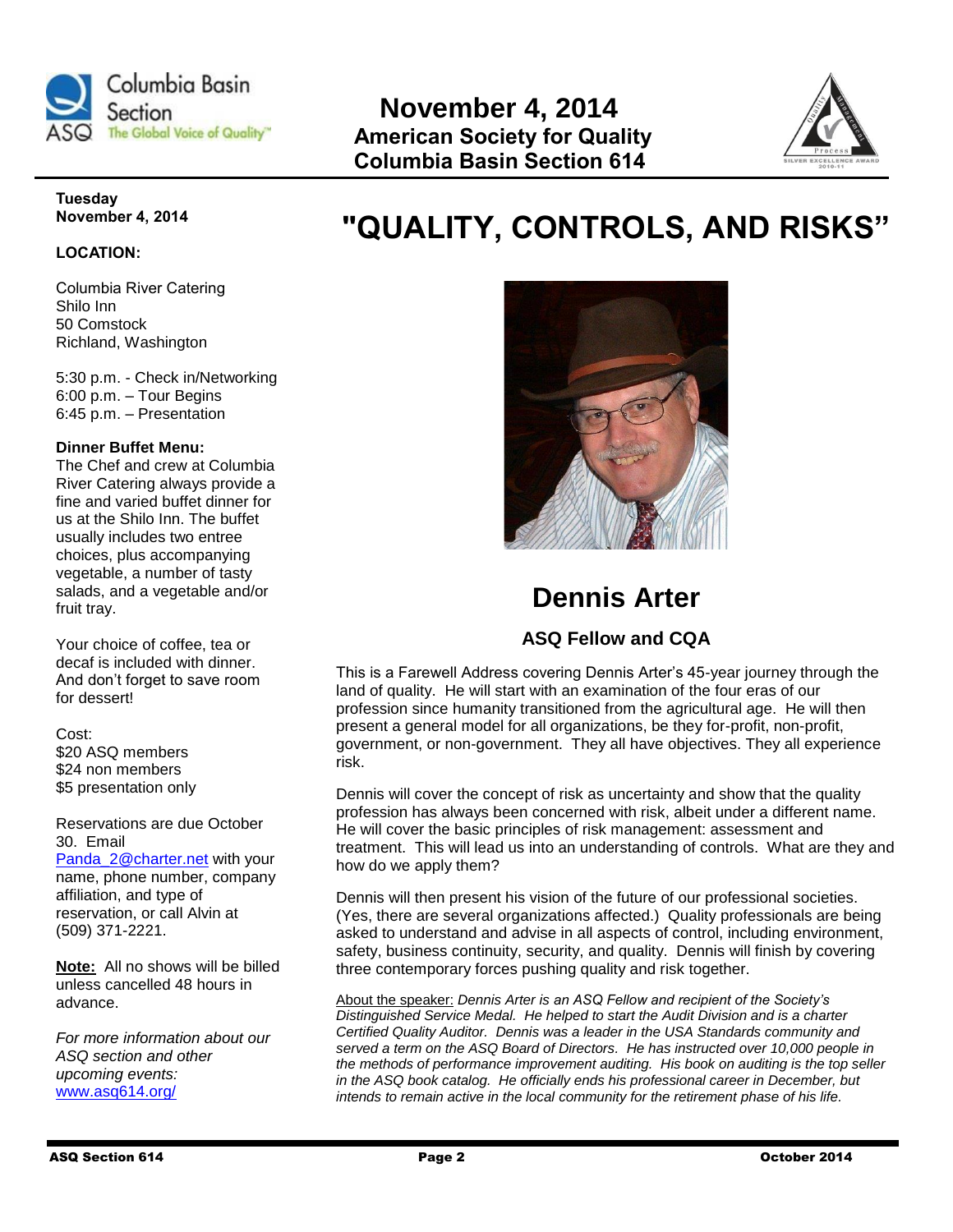# November 4, 2014
**American Society for Quality**
**Columbia Basin Section 614**

**Tuesday**
**November 4, 2014**

**LOCATION:**

Columbia River Catering
Shilo Inn
50 Comstock
Richland, Washington

5:30 p.m. - Check in/Networking
6:00 p.m. – Tour Begins
6:45 p.m. – Presentation

**Dinner Buffet Menu:**
The Chef and crew at Columbia River Catering always provide a fine and varied buffet dinner for us at the Shilo Inn. The buffet usually includes two entree choices, plus accompanying vegetable, a number of tasty salads, and a vegetable and/or fruit tray.

Your choice of coffee, tea or decaf is included with dinner. And don't forget to save room for dessert!

Cost:
$20 ASQ members
$24 non members
$5 presentation only

Reservations are due October 30. Email Panda_2@charter.net with your name, phone number, company affiliation, and type of reservation, or call Alvin at (509) 371-2221.

**Note:** All no shows will be billed unless cancelled 48 hours in advance.

*For more information about our ASQ section and other upcoming events:*
www.asq614.org/

# "QUALITY, CONTROLS, AND RISKS"

## Dennis Arter

### ASQ Fellow and CQA

This is a Farewell Address covering Dennis Arter's 45-year journey through the land of quality. He will start with an examination of the four eras of our profession since humanity transitioned from the agricultural age. He will then present a general model for all organizations, be they for-profit, non-profit, government, or non-government. They all have objectives. They all experience risk.

Dennis will cover the concept of risk as uncertainty and show that the quality profession has always been concerned with risk, albeit under a different name. He will cover the basic principles of risk management: assessment and treatment. This will lead us into an understanding of controls. What are they and how do we apply them?

Dennis will then present his vision of the future of our professional societies. (Yes, there are several organizations affected.) Quality professionals are being asked to understand and advise in all aspects of control, including environment, safety, business continuity, security, and quality. Dennis will finish by covering three contemporary forces pushing quality and risk together.

About the speaker: *Dennis Arter is an ASQ Fellow and recipient of the Society's Distinguished Service Medal. He helped to start the Audit Division and is a charter Certified Quality Auditor. Dennis was a leader in the USA Standards community and served a term on the ASQ Board of Directors. He has instructed over 10,000 people in the methods of performance improvement auditing. His book on auditing is the top seller in the ASQ book catalog. He officially ends his professional career in December, but intends to remain active in the local community for the retirement phase of his life.*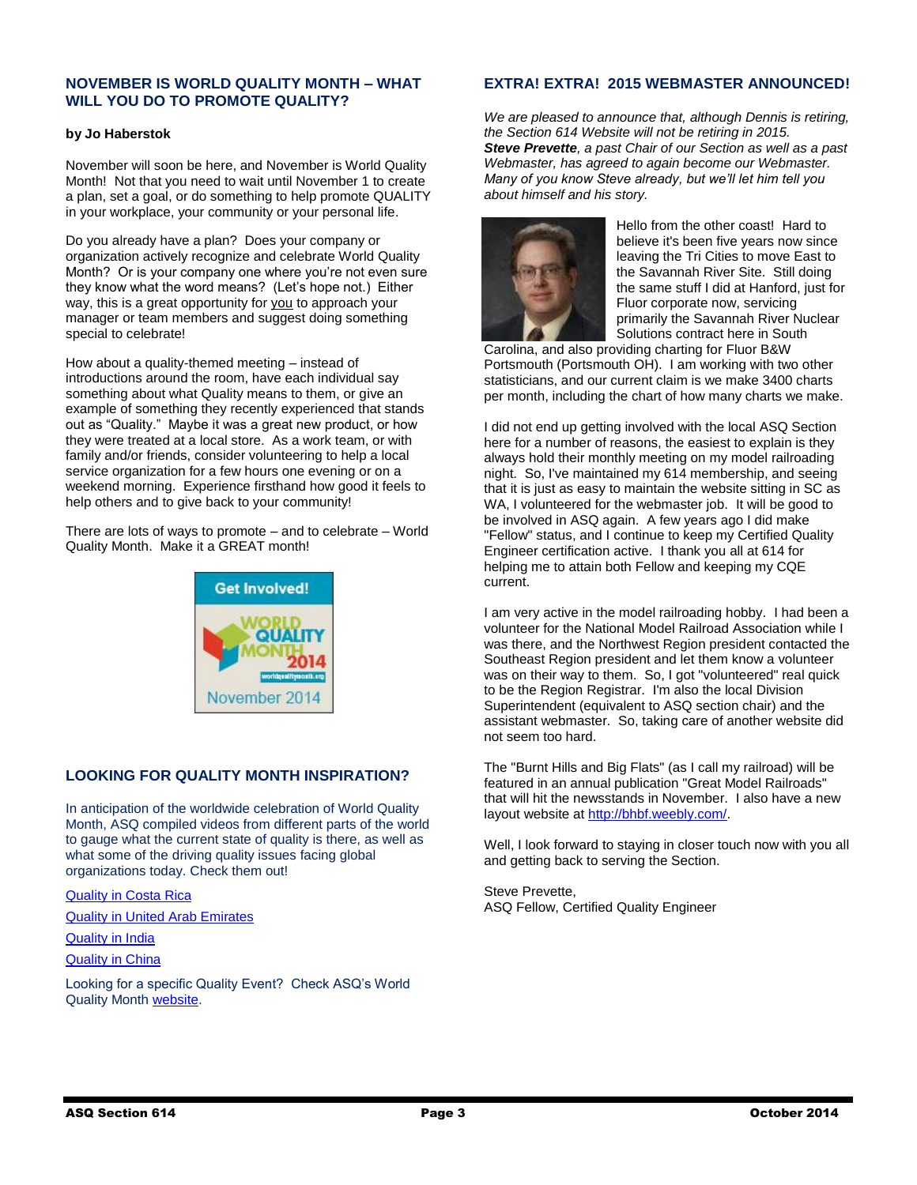## NOVEMBER IS WORLD QUALITY MONTH – WHAT WILL YOU DO TO PROMOTE QUALITY?

**by Jo Haberstok**

November will soon be here, and November is World Quality Month! Not that you need to wait until November 1 to create a plan, set a goal, or do something to help promote QUALITY in your workplace, your community or your personal life.

Do you already have a plan? Does your company or organization actively recognize and celebrate World Quality Month? Or is your company one where you're not even sure they know what the word means? (Let's hope not.) Either way, this is a great opportunity for you to approach your manager or team members and suggest doing something special to celebrate!

How about a quality-themed meeting – instead of introductions around the room, have each individual say something about what Quality means to them, or give an example of something they recently experienced that stands out as "Quality." Maybe it was a great new product, or how they were treated at a local store. As a work team, or with family and/or friends, consider volunteering to help a local service organization for a few hours one evening or on a weekend morning. Experience firsthand how good it feels to help others and to give back to your community!

There are lots of ways to promote – and to celebrate – World Quality Month. Make it a GREAT month!

Get Involved!
WORLD QUALITY MONTH 2014
worldqualitymonth.org
November 2014

## LOOKING FOR QUALITY MONTH INSPIRATION?

In anticipation of the worldwide celebration of World Quality Month, ASQ compiled videos from different parts of the world to gauge what the current state of quality is there, as well as what some of the driving quality issues facing global organizations today. Check them out!

Quality in Costa Rica

Quality in United Arab Emirates

Quality in India

Quality in China

Looking for a specific Quality Event? Check ASQ's World Quality Month website.

## EXTRA! EXTRA! 2015 WEBMASTER ANNOUNCED!

*We are pleased to announce that, although Dennis is retiring, the Section 614 Website will not be retiring in 2015.* ***Steve Prevette****, a past Chair of our Section as well as a past Webmaster, has agreed to again become our Webmaster. Many of you know Steve already, but we'll let him tell you about himself and his story.*

Hello from the other coast! Hard to believe it's been five years now since leaving the Tri Cities to move East to the Savannah River Site. Still doing the same stuff I did at Hanford, just for Fluor corporate now, servicing primarily the Savannah River Nuclear Solutions contract here in South Carolina, and also providing charting for Fluor B&W Portsmouth (Portsmouth OH). I am working with two other statisticians, and our current claim is we make 3400 charts per month, including the chart of how many charts we make.

I did not end up getting involved with the local ASQ Section here for a number of reasons, the easiest to explain is they always hold their monthly meeting on my model railroading night. So, I've maintained my 614 membership, and seeing that it is just as easy to maintain the website sitting in SC as WA, I volunteered for the webmaster job. It will be good to be involved in ASQ again. A few years ago I did make "Fellow" status, and I continue to keep my Certified Quality Engineer certification active. I thank you all at 614 for helping me to attain both Fellow and keeping my CQE current.

I am very active in the model railroading hobby. I had been a volunteer for the National Model Railroad Association while I was there, and the Northwest Region president contacted the Southeast Region president and let them know a volunteer was on their way to them. So, I got "volunteered" real quick to be the Region Registrar. I'm also the local Division Superintendent (equivalent to ASQ section chair) and the assistant webmaster. So, taking care of another website did not seem too hard.

The "Burnt Hills and Big Flats" (as I call my railroad) will be featured in an annual publication "Great Model Railroads" that will hit the newsstands in November. I also have a new layout website at http://bhbf.weebly.com/.

Well, I look forward to staying in closer touch now with you all and getting back to serving the Section.

Steve Prevette,
ASQ Fellow, Certified Quality Engineer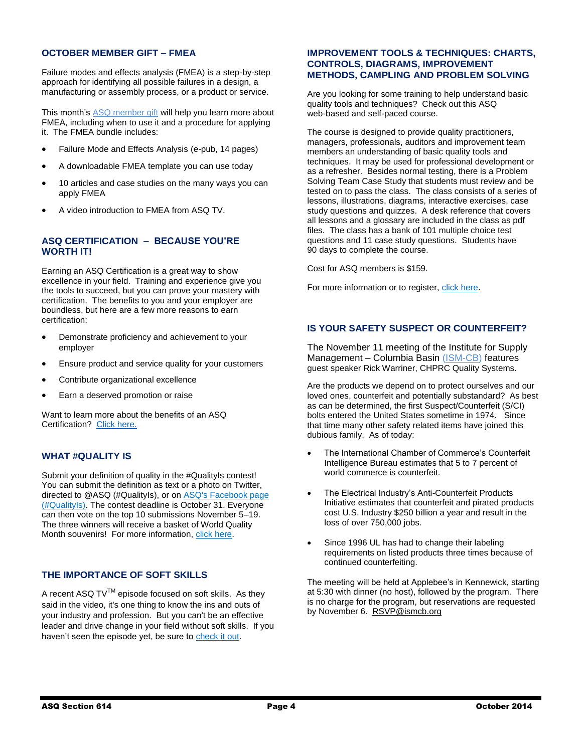## OCTOBER MEMBER GIFT – FMEA

Failure modes and effects analysis (FMEA) is a step-by-step approach for identifying all possible failures in a design, a manufacturing or assembly process, or a product or service.

This month's ASQ member gift will help you learn more about FMEA, including when to use it and a procedure for applying it. The FMEA bundle includes:

- Failure Mode and Effects Analysis (e-pub, 14 pages)
- A downloadable FMEA template you can use today
- 10 articles and case studies on the many ways you can apply FMEA
- A video introduction to FMEA from ASQ TV.

## ASQ CERTIFICATION – BECAUSE YOU'RE WORTH IT!

Earning an ASQ Certification is a great way to show excellence in your field. Training and experience give you the tools to succeed, but you can prove your mastery with certification. The benefits to you and your employer are boundless, but here are a few more reasons to earn certification:

- Demonstrate proficiency and achievement to your employer
- Ensure product and service quality for your customers
- Contribute organizational excellence
- Earn a deserved promotion or raise

Want to learn more about the benefits of an ASQ Certification? Click here.

## WHAT #QUALITY IS

Submit your definition of quality in the #QualityIs contest! You can submit the definition as text or a photo on Twitter, directed to @ASQ (#QualityIs), or on ASQ's Facebook page (#QualityIs). The contest deadline is October 31. Everyone can then vote on the top 10 submissions November 5–19. The three winners will receive a basket of World Quality Month souvenirs! For more information, click here.

## THE IMPORTANCE OF SOFT SKILLS

A recent ASQ TV™ episode focused on soft skills. As they said in the video, it's one thing to know the ins and outs of your industry and profession. But you can't be an effective leader and drive change in your field without soft skills. If you haven't seen the episode yet, be sure to check it out.

## IMPROVEMENT TOOLS & TECHNIQUES: CHARTS, CONTROLS, DIAGRAMS, IMPROVEMENT METHODS, CAMPLING AND PROBLEM SOLVING

Are you looking for some training to help understand basic quality tools and techniques? Check out this ASQ web-based and self-paced course.

The course is designed to provide quality practitioners, managers, professionals, auditors and improvement team members an understanding of basic quality tools and techniques. It may be used for professional development or as a refresher. Besides normal testing, there is a Problem Solving Team Case Study that students must review and be tested on to pass the class. The class consists of a series of lessons, illustrations, diagrams, interactive exercises, case study questions and quizzes. A desk reference that covers all lessons and a glossary are included in the class as pdf files. The class has a bank of 101 multiple choice test questions and 11 case study questions. Students have 90 days to complete the course.

Cost for ASQ members is $159.

For more information or to register, click here.

## IS YOUR SAFETY SUSPECT OR COUNTERFEIT?

The November 11 meeting of the Institute for Supply Management – Columbia Basin (ISM-CB) features guest speaker Rick Warriner, CHPRC Quality Systems.

Are the products we depend on to protect ourselves and our loved ones, counterfeit and potentially substandard? As best as can be determined, the first Suspect/Counterfeit (S/CI) bolts entered the United States sometime in 1974. Since that time many other safety related items have joined this dubious family. As of today:

- The International Chamber of Commerce's Counterfeit Intelligence Bureau estimates that 5 to 7 percent of world commerce is counterfeit.
- The Electrical Industry's Anti-Counterfeit Products Initiative estimates that counterfeit and pirated products cost U.S. Industry $250 billion a year and result in the loss of over 750,000 jobs.
- Since 1996 UL has had to change their labeling requirements on listed products three times because of continued counterfeiting.

The meeting will be held at Applebee's in Kennewick, starting at 5:30 with dinner (no host), followed by the program. There is no charge for the program, but reservations are requested by November 6. RSVP@ismcb.org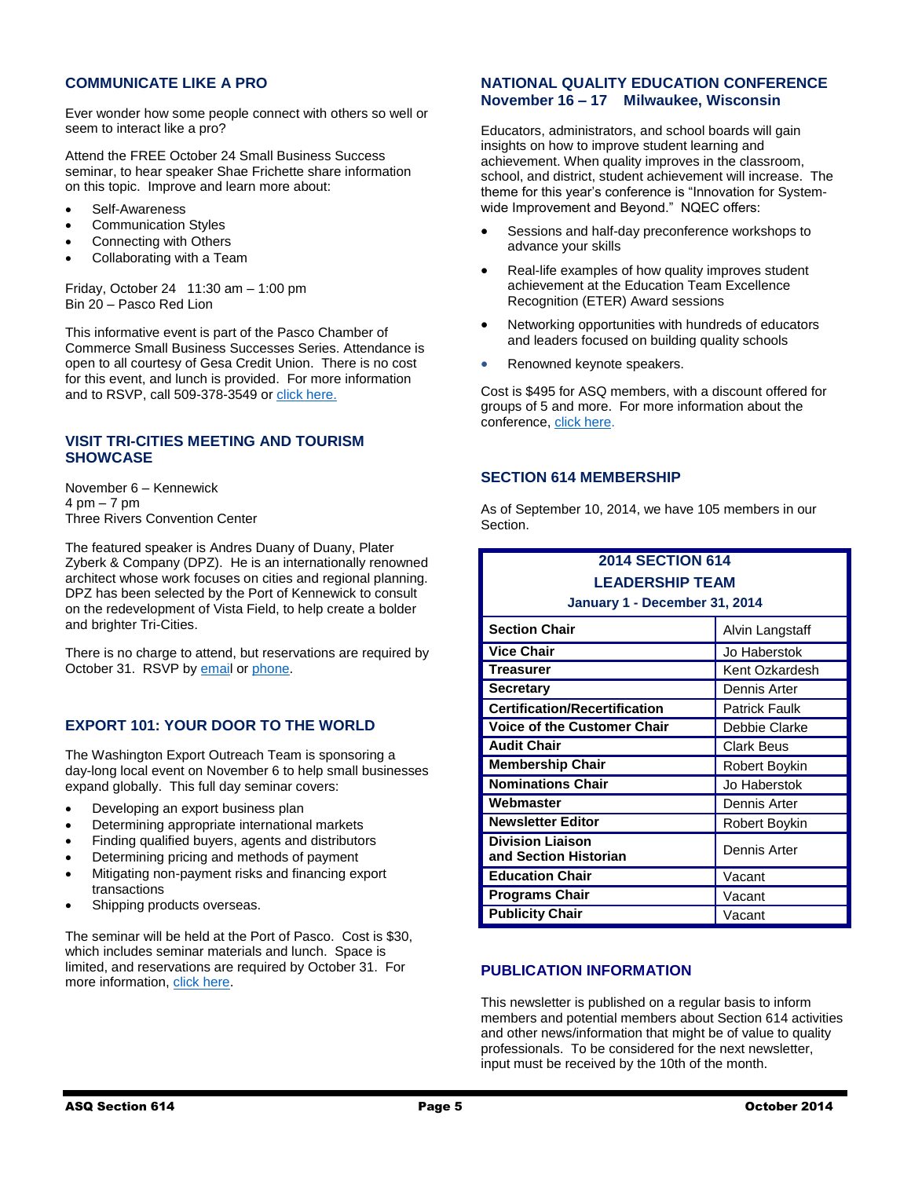## COMMUNICATE LIKE A PRO

Ever wonder how some people connect with others so well or seem to interact like a pro?

Attend the FREE October 24 Small Business Success seminar, to hear speaker Shae Frichette share information on this topic. Improve and learn more about:

- Self-Awareness
- Communication Styles
- Connecting with Others
- Collaborating with a Team

Friday, October 24 11:30 am – 1:00 pm
Bin 20 – Pasco Red Lion

This informative event is part of the Pasco Chamber of Commerce Small Business Successes Series. Attendance is open to all courtesy of Gesa Credit Union. There is no cost for this event, and lunch is provided. For more information and to RSVP, call 509-378-3549 or click here.

## VISIT TRI-CITIES MEETING AND TOURISM SHOWCASE

November 6 – Kennewick
4 pm – 7 pm
Three Rivers Convention Center

The featured speaker is Andres Duany of Duany, Plater Zyberk & Company (DPZ). He is an internationally renowned architect whose work focuses on cities and regional planning. DPZ has been selected by the Port of Kennewick to consult on the redevelopment of Vista Field, to help create a bolder and brighter Tri-Cities.

There is no charge to attend, but reservations are required by October 31. RSVP by email or phone.

## EXPORT 101: YOUR DOOR TO THE WORLD

The Washington Export Outreach Team is sponsoring a day-long local event on November 6 to help small businesses expand globally. This full day seminar covers:

- Developing an export business plan
- Determining appropriate international markets
- Finding qualified buyers, agents and distributors
- Determining pricing and methods of payment
- Mitigating non-payment risks and financing export transactions
- Shipping products overseas.

The seminar will be held at the Port of Pasco. Cost is $30, which includes seminar materials and lunch. Space is limited, and reservations are required by October 31. For more information, click here.

## NATIONAL QUALITY EDUCATION CONFERENCE November 16 – 17 Milwaukee, Wisconsin

Educators, administrators, and school boards will gain insights on how to improve student learning and achievement. When quality improves in the classroom, school, and district, student achievement will increase. The theme for this year's conference is "Innovation for System-wide Improvement and Beyond." NQEC offers:

- Sessions and half-day preconference workshops to advance your skills
- Real-life examples of how quality improves student achievement at the Education Team Excellence Recognition (ETER) Award sessions
- Networking opportunities with hundreds of educators and leaders focused on building quality schools
- Renowned keynote speakers.

Cost is $495 for ASQ members, with a discount offered for groups of 5 and more. For more information about the conference, click here.

## SECTION 614 MEMBERSHIP

As of September 10, 2014, we have 105 members in our Section.

**2014 SECTION 614 LEADERSHIP TEAM**
**January 1 - December 31, 2014**

| Position | Name |
|---|---|
| **Section Chair** | Alvin Langstaff |
| **Vice Chair** | Jo Haberstok |
| **Treasurer** | Kent Ozkardesh |
| **Secretary** | Dennis Arter |
| **Certification/Recertification** | Patrick Faulk |
| **Voice of the Customer Chair** | Debbie Clarke |
| **Audit Chair** | Clark Beus |
| **Membership Chair** | Robert Boykin |
| **Nominations Chair** | Jo Haberstok |
| **Webmaster** | Dennis Arter |
| **Newsletter Editor** | Robert Boykin |
| **Division Liaison and Section Historian** | Dennis Arter |
| **Education Chair** | Vacant |
| **Programs Chair** | Vacant |
| **Publicity Chair** | Vacant |

## PUBLICATION INFORMATION

This newsletter is published on a regular basis to inform members and potential members about Section 614 activities and other news/information that might be of value to quality professionals. To be considered for the next newsletter, input must be received by the 10th of the month.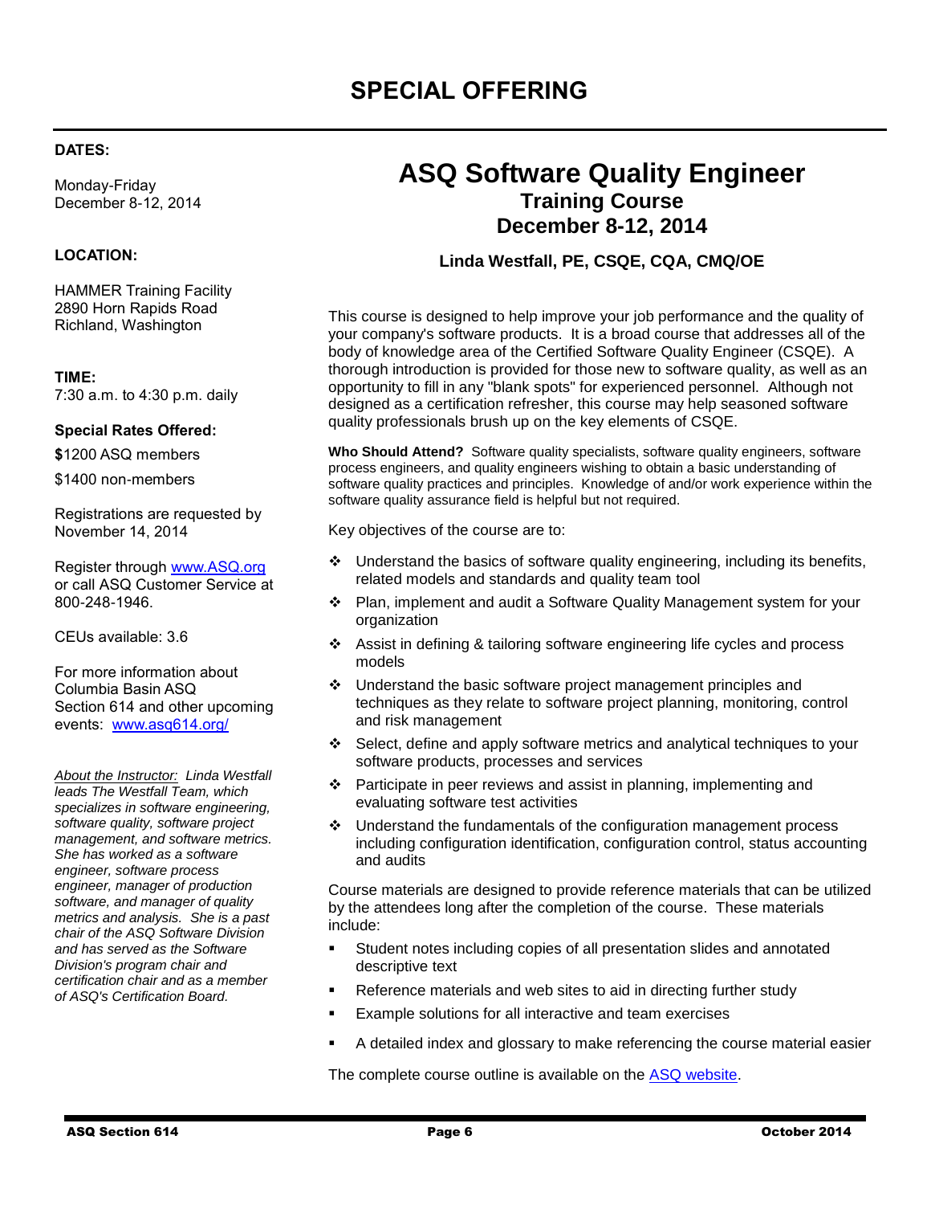# SPECIAL OFFERING

**DATES:**

Monday-Friday
December 8-12, 2014

**LOCATION:**

HAMMER Training Facility
2890 Horn Rapids Road
Richland, Washington

**TIME:**
7:30 a.m. to 4:30 p.m. daily

**Special Rates Offered:**

**$**1200 ASQ members

$1400 non-members

Registrations are requested by November 14, 2014

Register through www.ASQ.org or call ASQ Customer Service at 800-248-1946.

CEUs available: 3.6

For more information about Columbia Basin ASQ Section 614 and other upcoming events: www.asq614.org/

*About the Instructor: Linda Westfall leads The Westfall Team, which specializes in software engineering, software quality, software project management, and software metrics. She has worked as a software engineer, software process engineer, manager of production software, and manager of quality metrics and analysis. She is a past chair of the ASQ Software Division and has served as the Software Division's program chair and certification chair and as a member of ASQ's Certification Board.*

## ASQ Software Quality Engineer

### Training Course
### December 8-12, 2014

**Linda Westfall, PE, CSQE, CQA, CMQ/OE**

This course is designed to help improve your job performance and the quality of your company's software products. It is a broad course that addresses all of the body of knowledge area of the Certified Software Quality Engineer (CSQE). A thorough introduction is provided for those new to software quality, as well as an opportunity to fill in any "blank spots" for experienced personnel. Although not designed as a certification refresher, this course may help seasoned software quality professionals brush up on the key elements of CSQE.

**Who Should Attend?** Software quality specialists, software quality engineers, software process engineers, and quality engineers wishing to obtain a basic understanding of software quality practices and principles. Knowledge of and/or work experience within the software quality assurance field is helpful but not required.

Key objectives of the course are to:

- Understand the basics of software quality engineering, including its benefits, related models and standards and quality team tool
- Plan, implement and audit a Software Quality Management system for your organization
- Assist in defining & tailoring software engineering life cycles and process models
- Understand the basic software project management principles and techniques as they relate to software project planning, monitoring, control and risk management
- Select, define and apply software metrics and analytical techniques to your software products, processes and services
- Participate in peer reviews and assist in planning, implementing and evaluating software test activities
- Understand the fundamentals of the configuration management process including configuration identification, configuration control, status accounting and audits

Course materials are designed to provide reference materials that can be utilized by the attendees long after the completion of the course. These materials include:

- Student notes including copies of all presentation slides and annotated descriptive text
- Reference materials and web sites to aid in directing further study
- Example solutions for all interactive and team exercises
- A detailed index and glossary to make referencing the course material easier

The complete course outline is available on the ASQ website.